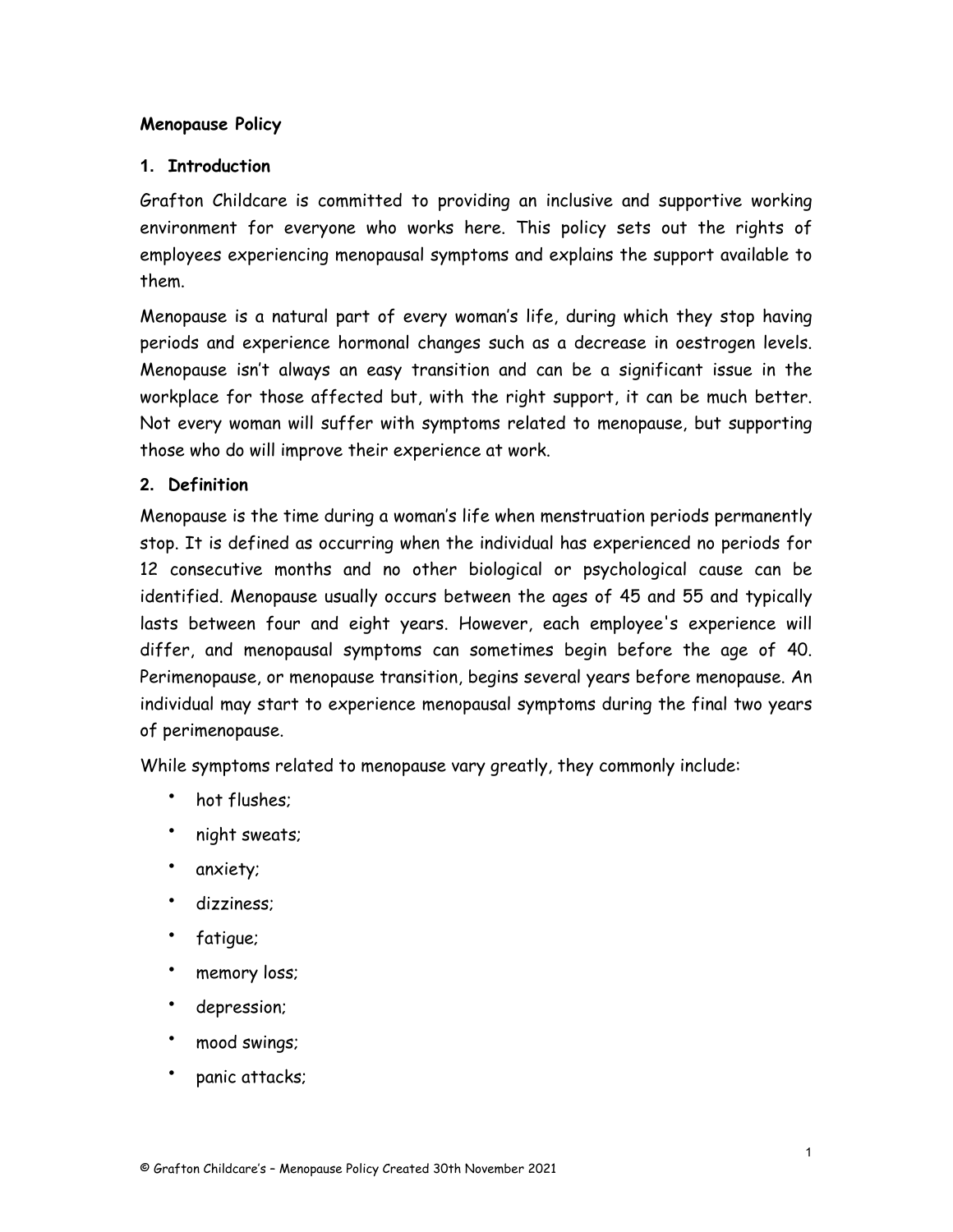**Menopause Policy**

## 1. Introduction

Grafton Childcare is committed to providing an inclusive and supportive working environment for everyone who works here. This policy sets out the rights of employees experiencing menopausal symptoms and explains the support available to them.

Menopause is a natural part of every woman's life, during which they stop having periods and experience hormonal changes such as a decrease in oestrogen levels. Menopause isn't always an easy transition and can be a significant issue in the workplace for those affected but, with the right support, it can be much better. Not every woman will suffer with symptoms related to menopause, but supporting those who do will improve their experience at work.

## 2. Definition

Menopause is the time during a woman's life when menstruation periods permanently stop. It is defined as occurring when the individual has experienced no periods for 12 consecutive months and no other biological or psychological cause can be identified. Menopause usually occurs between the ages of 45 and 55 and typically lasts between four and eight years. However, each employee's experience will differ, and menopausal symptoms can sometimes begin before the age of 40. Perimenopause, or menopause transition, begins several years before menopause. An individual may start to experience menopausal symptoms during the final two years of perimenopause.

While symptoms related to menopause vary greatly, they commonly include:

- hot flushes;
- night sweats;
- anxiety;
- dizziness;
- fatigue;
- memory loss;
- depression;
- mood swings;
- panic attacks;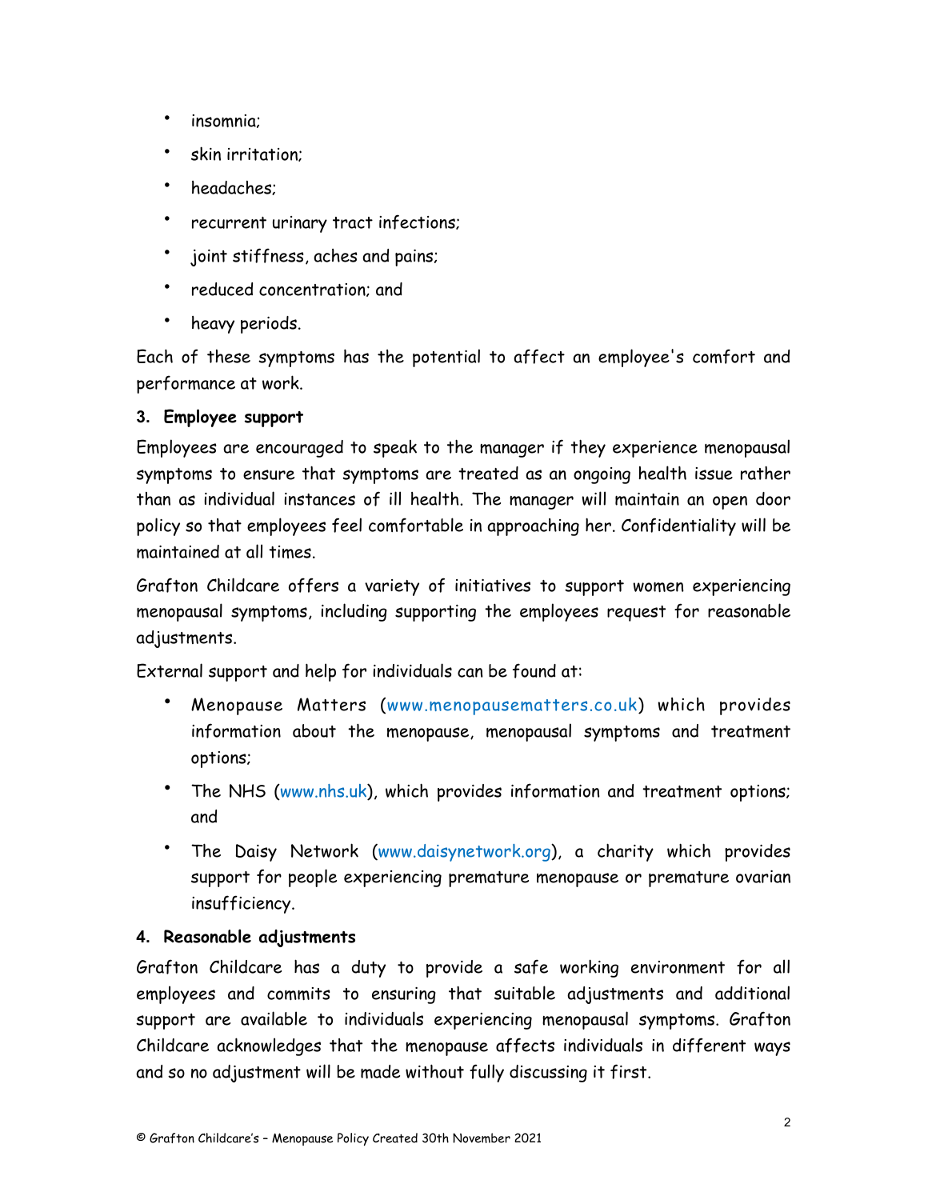- insomnia;
- skin irritation;
- headaches;
- recurrent urinary tract infections;
- joint stiffness, aches and pains;
- reduced concentration; and
- heavy periods.

Each of these symptoms has the potential to affect an employee's comfort and performance at work.

**3. Employee support**

Employees are encouraged to speak to the manager if they experience menopausal symptoms to ensure that symptoms are treated as an ongoing health issue rather than as individual instances of ill health. The manager will maintain an open door policy so that employees feel comfortable in approaching her. Confidentiality will be maintained at all times.

Grafton Childcare offers a variety of initiatives to support women experiencing menopausal symptoms, including supporting the employees request for reasonable adjustments.

External support and help for individuals can be found at:

- Menopause Matters (www.menopausematters.co.uk) which provides information about the menopause, menopausal symptoms and treatment options;
- The NHS (www.nhs.uk), which provides information and treatment options; and
- The Daisy Network (www.daisynetwork.org), a charity which provides support for people experiencing premature menopause or premature ovarian insufficiency.

**4. Reasonable adjustments**

Grafton Childcare has a duty to provide a safe working environment for all employees and commits to ensuring that suitable adjustments and additional support are available to individuals experiencing menopausal symptoms. Grafton Childcare acknowledges that the menopause affects individuals in different ways and so no adjustment will be made without fully discussing it first.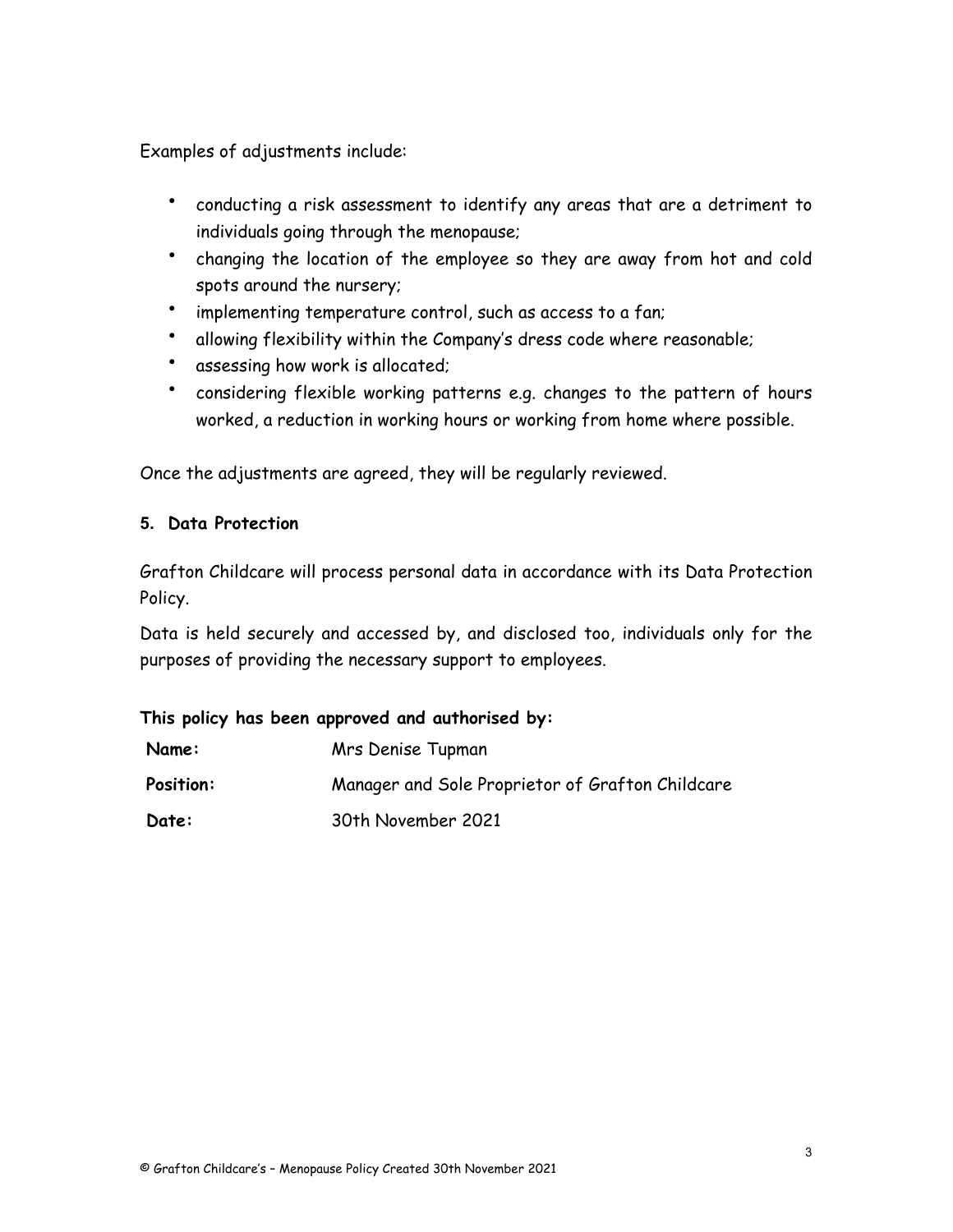Examples of adjustments include:

- conducting a risk assessment to identify any areas that are a detriment to individuals going through the menopause;
- changing the location of the employee so they are away from hot and cold spots around the nursery;
- implementing temperature control, such as access to a fan;
- allowing flexibility within the Company's dress code where reasonable;
- assessing how work is allocated;
- considering flexible working patterns e.g. changes to the pattern of hours worked, a reduction in working hours or working from home where possible.

Once the adjustments are agreed, they will be regularly reviewed.

**5. Data Protection**

Grafton Childcare will process personal data in accordance with its Data Protection Policy.

Data is held securely and accessed by, and disclosed too, individuals only for the purposes of providing the necessary support to employees.

**This policy has been approved and authorised by:**

| | |
|---|---|
| **Name:** | Mrs Denise Tupman |
| **Position:** | Manager and Sole Proprietor of Grafton Childcare |
| **Date:** | 30th November 2021 |